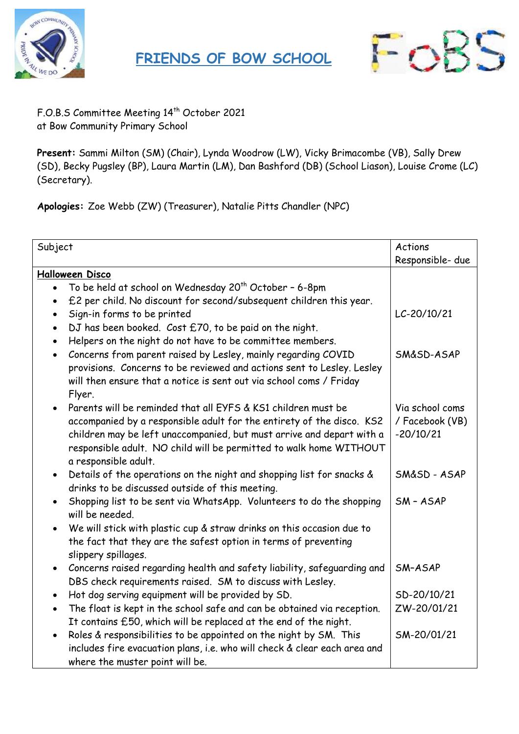# FRIENDS OF BOW SCHOOL

F.O.B.S Committee Meeting 14th October 2021
at Bow Community Primary School

**Present:** Sammi Milton (SM) (Chair), Lynda Woodrow (LW), Vicky Brimacombe (VB), Sally Drew (SD), Becky Pugsley (BP), Laura Martin (LM), Dan Bashford (DB) (School Liason), Louise Crome (LC) (Secretary).

**Apologies:** Zoe Webb (ZW) (Treasurer), Natalie Pitts Chandler (NPC)

| Subject | Actions Responsible- due |
|---|---|
| **Halloween Disco** | |
| • To be held at school on Wednesday 20th October – 6-8pm | |
| • £2 per child. No discount for second/subsequent children this year. | |
| • Sign-in forms to be printed | LC-20/10/21 |
| • DJ has been booked. Cost £70, to be paid on the night. | |
| • Helpers on the night do not have to be committee members. | |
| • Concerns from parent raised by Lesley, mainly regarding COVID provisions. Concerns to be reviewed and actions sent to Lesley. Lesley will then ensure that a notice is sent out via school coms / Friday Flyer. | SM&SD-ASAP |
| • Parents will be reminded that all EYFS & KS1 children must be accompanied by a responsible adult for the entirety of the disco. KS2 children may be left unaccompanied, but must arrive and depart with a responsible adult. NO child will be permitted to walk home WITHOUT a responsible adult. | Via school coms / Facebook (VB) -20/10/21 |
| • Details of the operations on the night and shopping list for snacks & drinks to be discussed outside of this meeting. | SM&SD - ASAP |
| • Shopping list to be sent via WhatsApp. Volunteers to do the shopping will be needed. | SM – ASAP |
| • We will stick with plastic cup & straw drinks on this occasion due to the fact that they are the safest option in terms of preventing slippery spillages. | |
| • Concerns raised regarding health and safety liability, safeguarding and DBS check requirements raised. SM to discuss with Lesley. | SM–ASAP |
| • Hot dog serving equipment will be provided by SD. | SD-20/10/21 |
| • The float is kept in the school safe and can be obtained via reception. It contains £50, which will be replaced at the end of the night. | ZW-20/01/21 |
| • Roles & responsibilities to be appointed on the night by SM. This includes fire evacuation plans, i.e. who will check & clear each area and where the muster point will be. | SM-20/01/21 |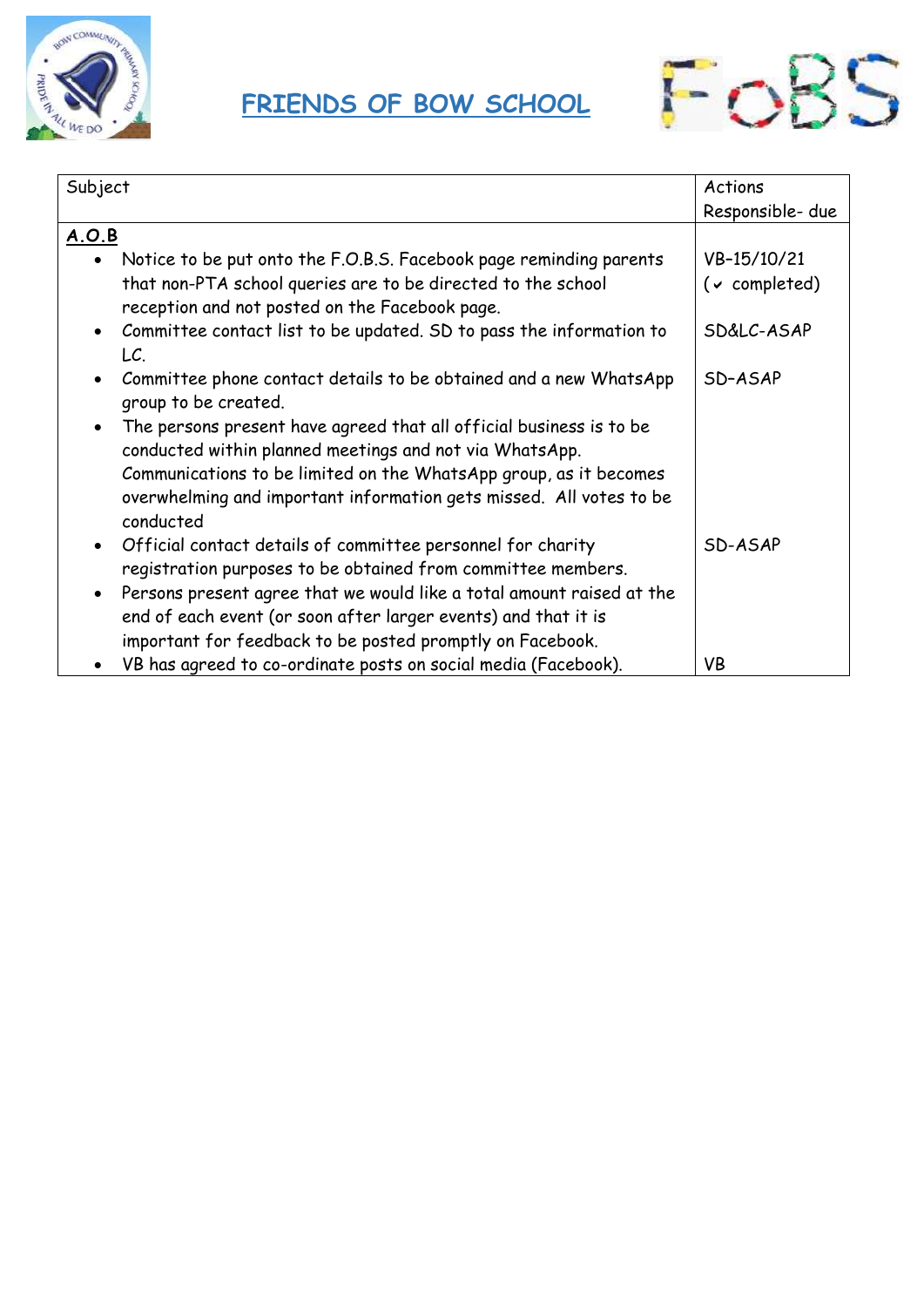## FRIENDS OF BOW SCHOOL

| Subject | Actions Responsible- due |
|---|---|
| **A.O.B** | |
| • Notice to be put onto the F.O.B.S. Facebook page reminding parents that non-PTA school queries are to be directed to the school reception and not posted on the Facebook page. | VB–15/10/21 (✓ completed) |
| • Committee contact list to be updated. SD to pass the information to LC. | SD&LC-ASAP |
| • Committee phone contact details to be obtained and a new WhatsApp group to be created. | SD–ASAP |
| • The persons present have agreed that all official business is to be conducted within planned meetings and not via WhatsApp. Communications to be limited on the WhatsApp group, as it becomes overwhelming and important information gets missed. All votes to be conducted | |
| • Official contact details of committee personnel for charity registration purposes to be obtained from committee members. | SD-ASAP |
| • Persons present agree that we would like a total amount raised at the end of each event (or soon after larger events) and that it is important for feedback to be posted promptly on Facebook. | |
| • VB has agreed to co-ordinate posts on social media (Facebook). | VB |